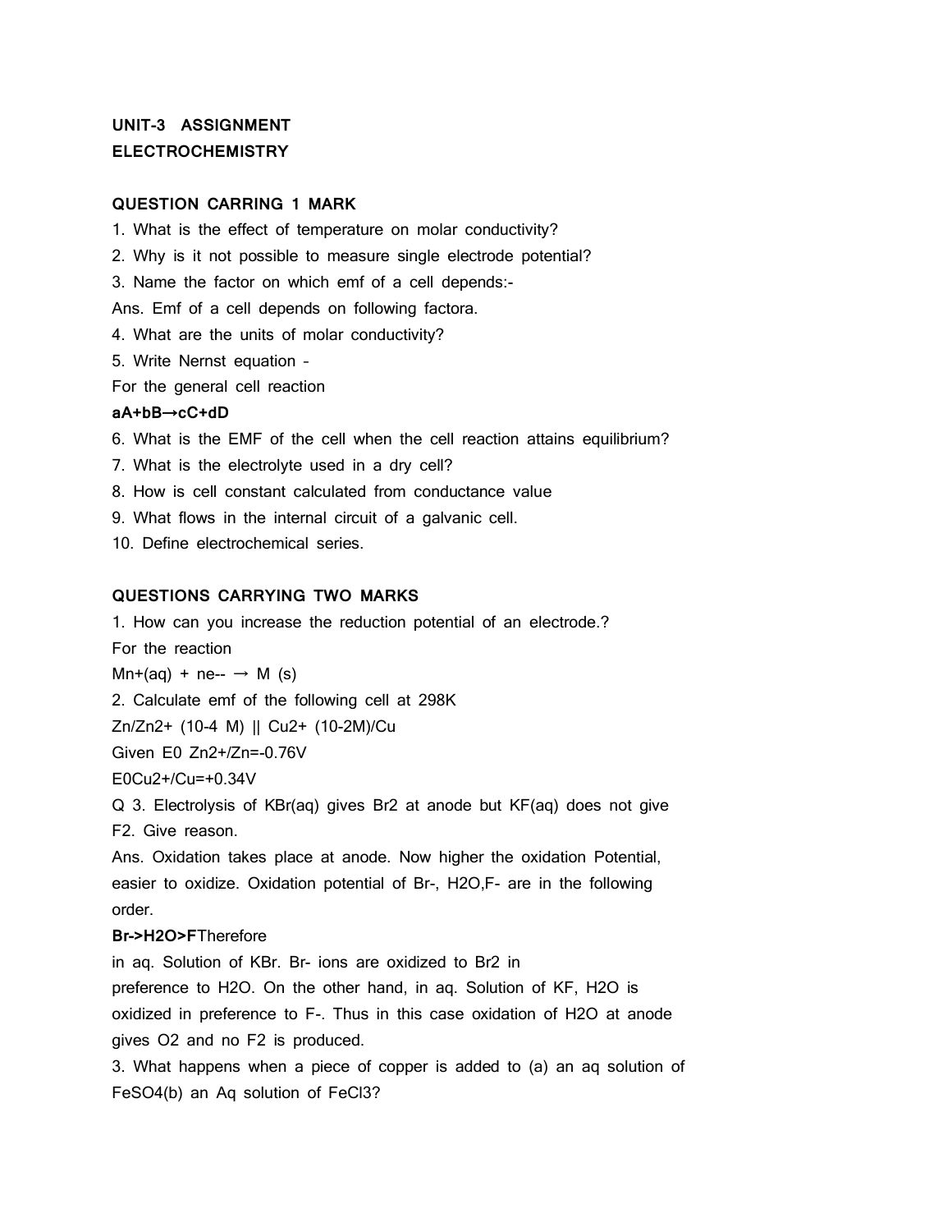**UNIT-3 ASSIGNMENT**

**ELECTROCHEMISTRY**

**QUESTION CARRING 1 MARK**

1. What is the effect of temperature on molar conductivity?
2. Why is it not possible to measure single electrode potential?
3. Name the factor on which emf of a cell depends:-

Ans. Emf of a cell depends on following factora.

4. What are the units of molar conductivity?
5. Write Nernst equation -

For the general cell reaction

**$aA+bB \rightarrow cC+dD$**

6. What is the EMF of the cell when the cell reaction attains equilibrium?
7. What is the electrolyte used in a dry cell?
8. How is cell constant calculated from conductance value
9. What flows in the internal circuit of a galvanic cell.
10. Define electrochemical series.

**QUESTIONS CARRYING TWO MARKS**

1. How can you increase the reduction potential of an electrode.?

For the reaction

$M^{n+}(aq) + ne^{-} \rightarrow M(s)$

2. Calculate emf of the following cell at 298K

$Zn/Zn^{2+}$ ($10^{-4}$ M) || $Cu^{2+}$ ($10^{-2}$M)/Cu

Given $E^0$ $Zn^{2+}/Zn$=-0.76V

$E^0$ $Cu^{2+}/Cu$=+0.34V

Q 3. Electrolysis of KBr(aq) gives $Br_2$ at anode but KF(aq) does not give $F_2$. Give reason.

Ans. Oxidation takes place at anode. Now higher the oxidation Potential, easier to oxidize. Oxidation potential of $Br^-$, $H_2O$, $F^-$ are in the following order.

**$Br^- > H_2O > F^-$** Therefore

in aq. Solution of KBr. $Br^-$ ions are oxidized to $Br_2$ in preference to $H_2O$. On the other hand, in aq. Solution of KF, $H_2O$ is oxidized in preference to $F^-$. Thus in this case oxidation of $H_2O$ at anode gives $O_2$ and no $F_2$ is produced.

3. What happens when a piece of copper is added to (a) an aq solution of $FeSO_4$(b) an Aq solution of $FeCl_3$?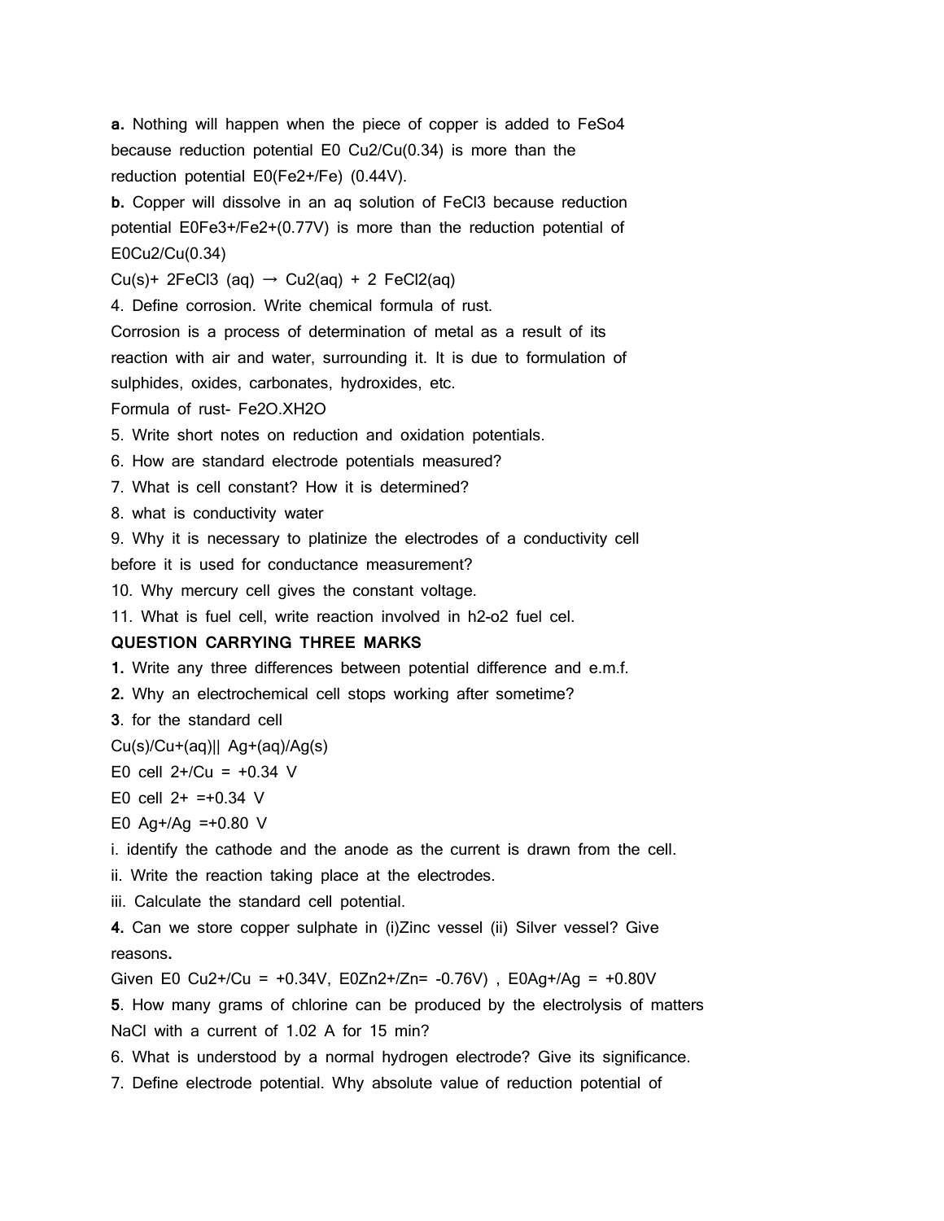**a.** Nothing will happen when the piece of copper is added to $FeSo_4$ because reduction potential E0 Cu2/Cu(0.34) is more than the reduction potential E0($Fe^{2+}$/Fe) (0.44V).

**b.** Copper will dissolve in an aq solution of $FeCl_3$ because reduction potential E0$Fe^{3+}$/$Fe^{2+}$(0.77V) is more than the reduction potential of E0Cu2/Cu(0.34)

Cu(s)+ $2FeCl_3$ (aq) → Cu2(aq) + 2 $FeCl_2$(aq)

4. Define corrosion. Write chemical formula of rust.

Corrosion is a process of determination of metal as a result of its reaction with air and water, surrounding it. It is due to formulation of sulphides, oxides, carbonates, hydroxides, etc.

Formula of rust- $Fe_2O.XH_2O$

5. Write short notes on reduction and oxidation potentials.

6. How are standard electrode potentials measured?

7. What is cell constant? How it is determined?

8. what is conductivity water

9. Why it is necessary to platinize the electrodes of a conductivity cell before it is used for conductance measurement?

10. Why mercury cell gives the constant voltage.

11. What is fuel cell, write reaction involved in h2-o2 fuel cel.

**QUESTION CARRYING THREE MARKS**

**1.** Write any three differences between potential difference and e.m.f.

**2.** Why an electrochemical cell stops working after sometime?

**3**. for the standard cell

Cu(s)/$Cu^+$(aq)|| $Ag^+$(aq)/Ag(s)

E0 cell 2+/Cu = +0.34 V

E0 cell 2+ =+0.34 V

E0 $Ag^+$/Ag =+0.80 V

i. identify the cathode and the anode as the current is drawn from the cell.

ii. Write the reaction taking place at the electrodes.

iii. Calculate the standard cell potential.

**4.** Can we store copper sulphate in (i)Zinc vessel (ii) Silver vessel? Give reasons**.**

Given E0 $Cu^{2+}$/Cu = +0.34V, E0$Zn^{2+}$/Zn= -0.76V) , E0$Ag^+$/Ag = +0.80V

**5**. How many grams of chlorine can be produced by the electrolysis of matters NaCl with a current of 1.02 A for 15 min?

6. What is understood by a normal hydrogen electrode? Give its significance.

7. Define electrode potential. Why absolute value of reduction potential of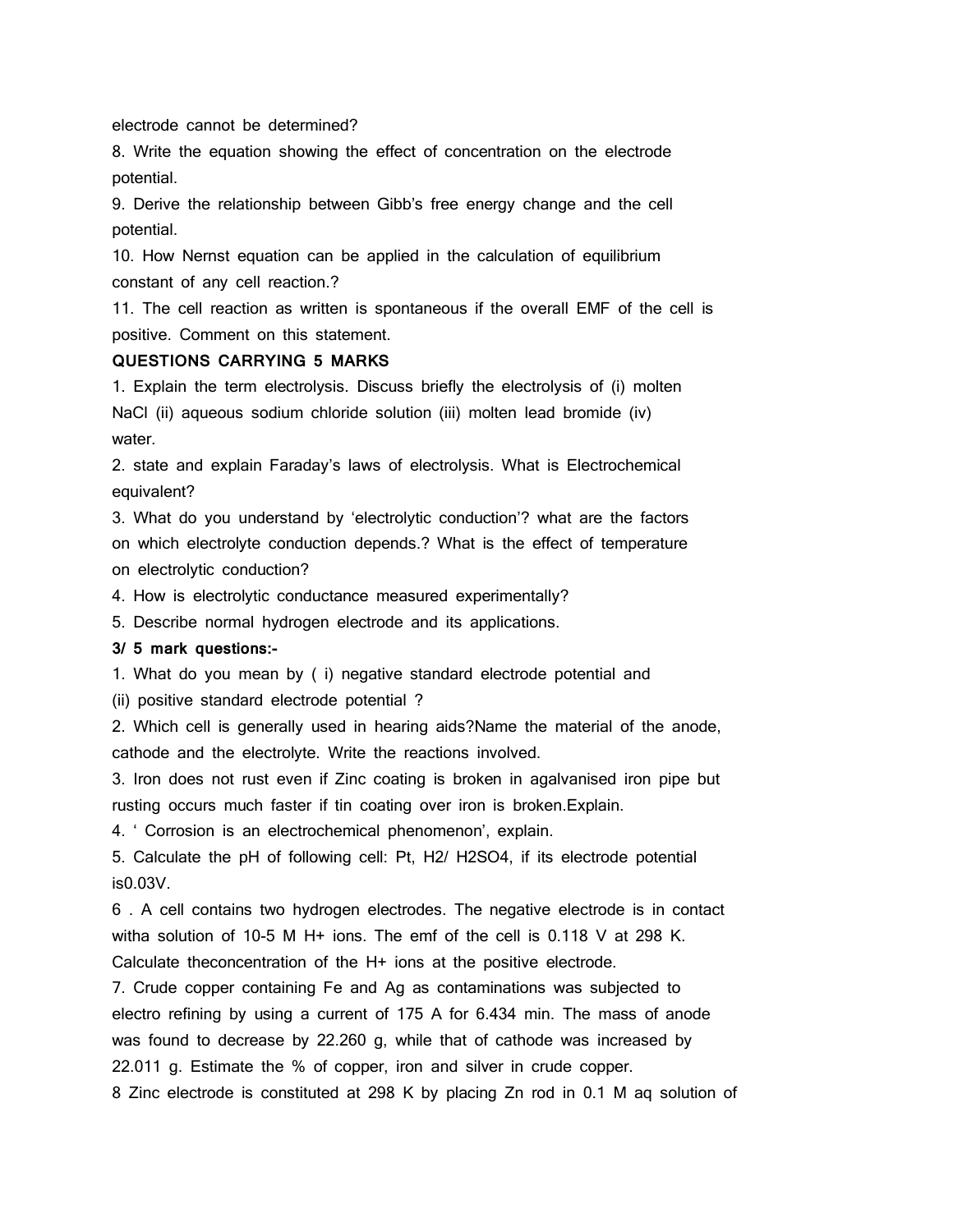electrode cannot be determined?

8. Write the equation showing the effect of concentration on the electrode potential.

9. Derive the relationship between Gibb's free energy change and the cell potential.

10. How Nernst equation can be applied in the calculation of equilibrium constant of any cell reaction.?

11. The cell reaction as written is spontaneous if the overall EMF of the cell is positive. Comment on this statement.

**QUESTIONS CARRYING 5 MARKS**

1. Explain the term electrolysis. Discuss briefly the electrolysis of (i) molten NaCl (ii) aqueous sodium chloride solution (iii) molten lead bromide (iv) water.

2. state and explain Faraday's laws of electrolysis. What is Electrochemical equivalent?

3. What do you understand by 'electrolytic conduction'? what are the factors on which electrolyte conduction depends.? What is the effect of temperature on electrolytic conduction?

4. How is electrolytic conductance measured experimentally?

5. Describe normal hydrogen electrode and its applications.

**3/ 5 mark questions:-**

1. What do you mean by ( i) negative standard electrode potential and (ii) positive standard electrode potential ?

2. Which cell is generally used in hearing aids?Name the material of the anode, cathode and the electrolyte. Write the reactions involved.

3. Iron does not rust even if Zinc coating is broken in agalvanised iron pipe but rusting occurs much faster if tin coating over iron is broken.Explain.

4. ' Corrosion is an electrochemical phenomenon', explain.

5. Calculate the pH of following cell: Pt, $H_2$/ $H_2SO_4$, if its electrode potential is0.03V.

6 . A cell contains two hydrogen electrodes. The negative electrode is in contact witha solution of $10^{-5}$ M $H^+$ ions. The emf of the cell is 0.118 V at 298 K. Calculate theconcentration of the $H^+$ ions at the positive electrode.

7. Crude copper containing Fe and Ag as contaminations was subjected to electro refining by using a current of 175 A for 6.434 min. The mass of anode was found to decrease by 22.260 g, while that of cathode was increased by 22.011 g. Estimate the % of copper, iron and silver in crude copper.

8 Zinc electrode is constituted at 298 K by placing Zn rod in 0.1 M aq solution of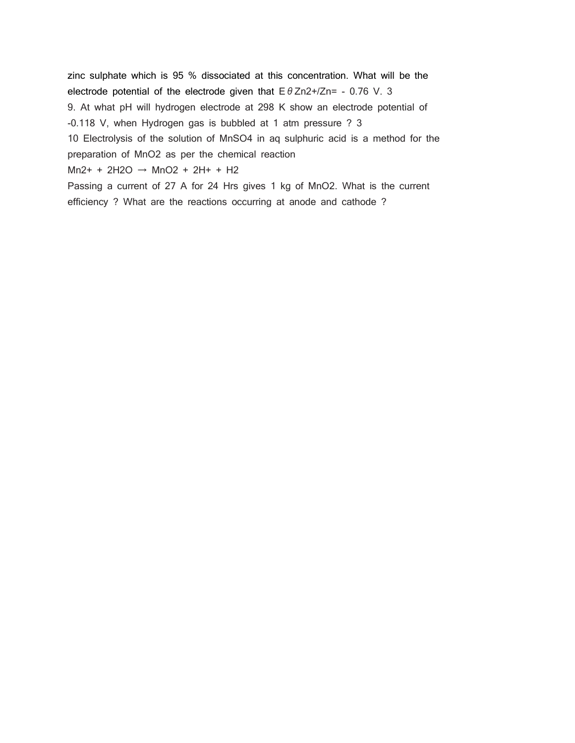zinc sulphate which is 95 % dissociated at this concentration. What will be the electrode potential of the electrode given that $E^{\theta}_{Zn^{2+}/Zn} = -0.76$ V. 3

9. At what pH will hydrogen electrode at 298 K show an electrode potential of -0.118 V, when Hydrogen gas is bubbled at 1 atm pressure ? 3

10 Electrolysis of the solution of $MnSO_4$ in aq sulphuric acid is a method for the preparation of $MnO_2$ as per the chemical reaction

$Mn^{2+} + 2H_2O \rightarrow MnO_2 + 2H^+ + H_2$

Passing a current of 27 A for 24 Hrs gives 1 kg of $MnO_2$. What is the current efficiency ? What are the reactions occurring at anode and cathode ?